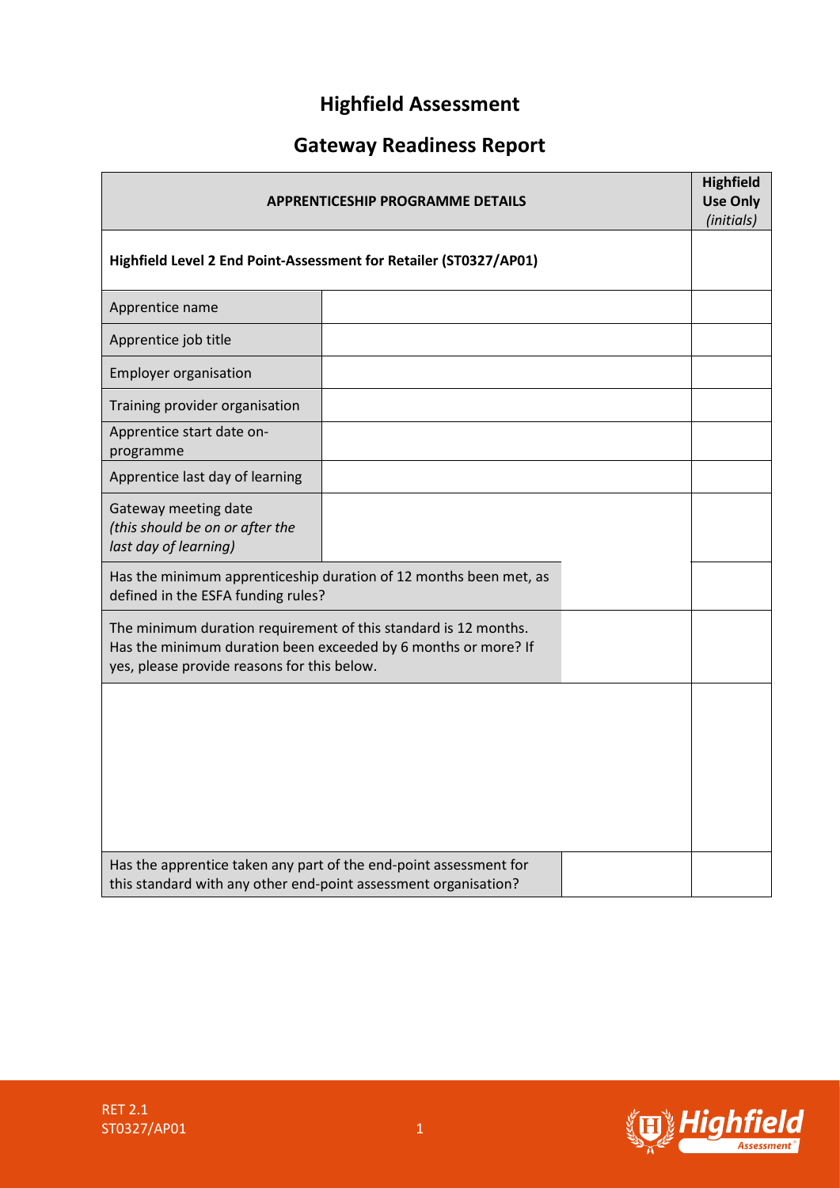# Highfield Assessment

## Gateway Readiness Report

| APPRENTICESHIP PROGRAMME DETAILS | | | Highfield Use Only *(initials)* |
|---|---|---|---|
| **Highfield Level 2 End Point-Assessment for Retailer (ST0327/AP01)** | | | |
| Apprentice name | | | |
| Apprentice job title | | | |
| Employer organisation | | | |
| Training provider organisation | | | |
| Apprentice start date on-programme | | | |
| Apprentice last day of learning | | | |
| Gateway meeting date *(this should be on or after the last day of learning)* | | | |
| Has the minimum apprenticeship duration of 12 months been met, as defined in the ESFA funding rules? | | | |
| The minimum duration requirement of this standard is 12 months. Has the minimum duration been exceeded by 6 months or more? If yes, please provide reasons for this below. | | | |
| | | | |
| Has the apprentice taken any part of the end-point assessment for this standard with any other end-point assessment organisation? | | | |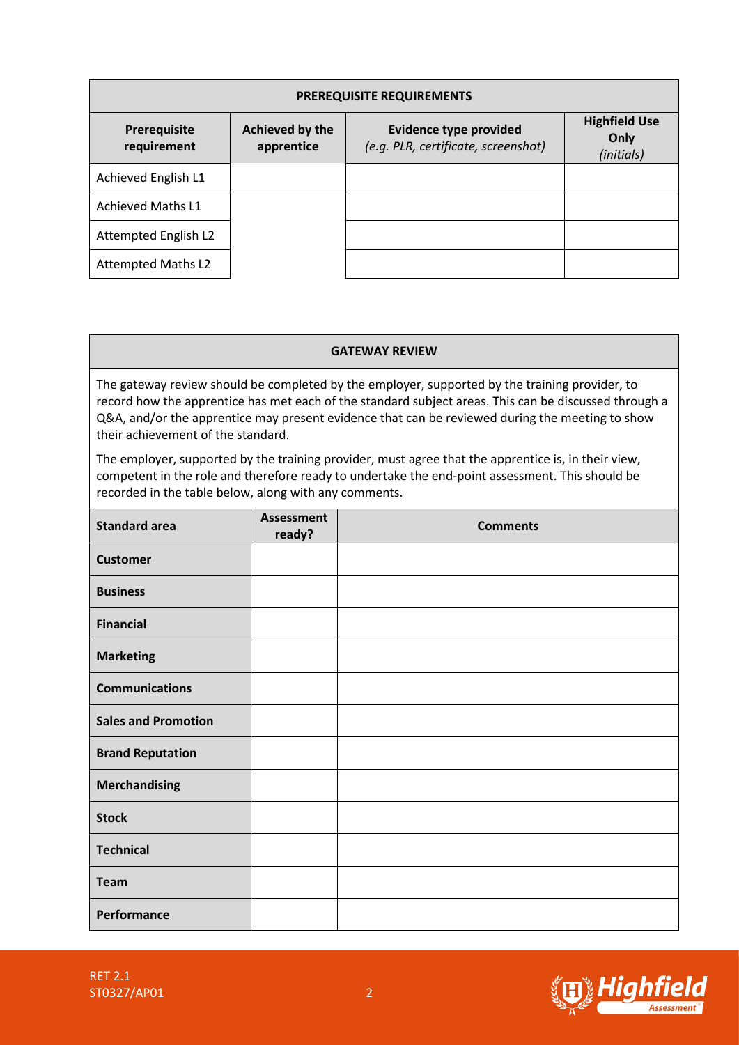| PREREQUISITE REQUIREMENTS | | | |
|---|---|---|---|
| **Prerequisite requirement** | **Achieved by the apprentice** | **Evidence type provided** *(e.g. PLR, certificate, screenshot)* | **Highfield Use Only** *(initials)* |
| Achieved English L1 | | | |
| Achieved Maths L1 | | | |
| Attempted English L2 | | | |
| Attempted Maths L2 | | | |

**GATEWAY REVIEW**

The gateway review should be completed by the employer, supported by the training provider, to record how the apprentice has met each of the standard subject areas. This can be discussed through a Q&A, and/or the apprentice may present evidence that can be reviewed during the meeting to show their achievement of the standard.

The employer, supported by the training provider, must agree that the apprentice is, in their view, competent in the role and therefore ready to undertake the end-point assessment. This should be recorded in the table below, along with any comments.

| Standard area | Assessment ready? | Comments |
|---|---|---|
| **Customer** | | |
| **Business** | | |
| **Financial** | | |
| **Marketing** | | |
| **Communications** | | |
| **Sales and Promotion** | | |
| **Brand Reputation** | | |
| **Merchandising** | | |
| **Stock** | | |
| **Technical** | | |
| **Team** | | |
| **Performance** | | |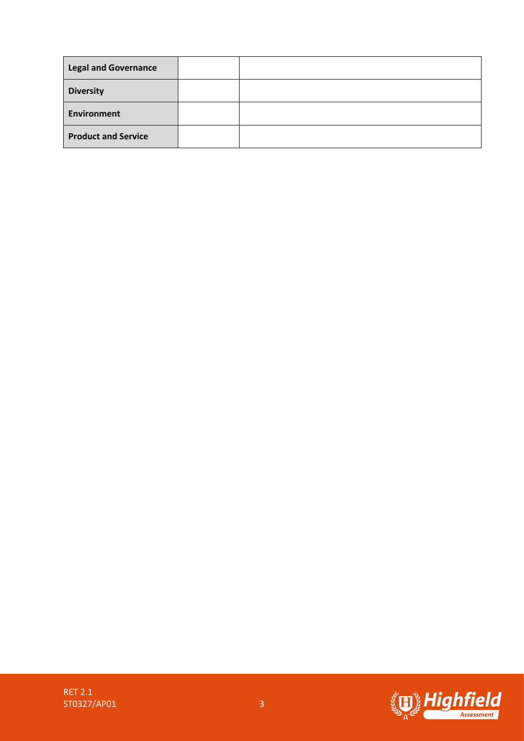| Legal and Governance | | |
|---|---|---|
| Diversity | | |
| Environment | | |
| Product and Service | | |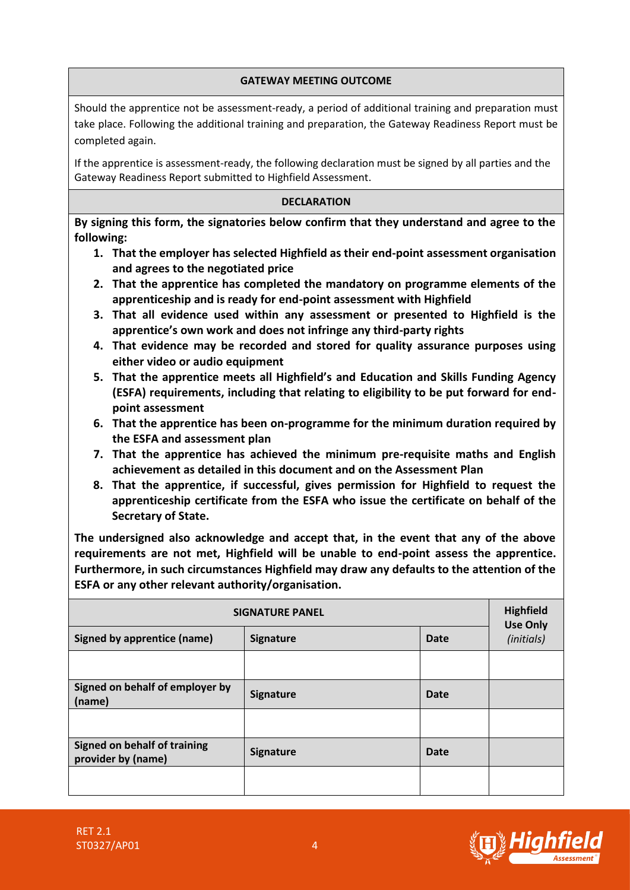**GATEWAY MEETING OUTCOME**

Should the apprentice not be assessment-ready, a period of additional training and preparation must take place. Following the additional training and preparation, the Gateway Readiness Report must be completed again.

If the apprentice is assessment-ready, the following declaration must be signed by all parties and the Gateway Readiness Report submitted to Highfield Assessment.

**DECLARATION**

**By signing this form, the signatories below confirm that they understand and agree to the following:**

1. **That the employer has selected Highfield as their end-point assessment organisation and agrees to the negotiated price**
2. **That the apprentice has completed the mandatory on programme elements of the apprenticeship and is ready for end-point assessment with Highfield**
3. **That all evidence used within any assessment or presented to Highfield is the apprentice's own work and does not infringe any third-party rights**
4. **That evidence may be recorded and stored for quality assurance purposes using either video or audio equipment**
5. **That the apprentice meets all Highfield's and Education and Skills Funding Agency (ESFA) requirements, including that relating to eligibility to be put forward for end-point assessment**
6. **That the apprentice has been on-programme for the minimum duration required by the ESFA and assessment plan**
7. **That the apprentice has achieved the minimum pre-requisite maths and English achievement as detailed in this document and on the Assessment Plan**
8. **That the apprentice, if successful, gives permission for Highfield to request the apprenticeship certificate from the ESFA who issue the certificate on behalf of the Secretary of State.**

**The undersigned also acknowledge and accept that, in the event that any of the above requirements are not met, Highfield will be unable to end-point assess the apprentice. Furthermore, in such circumstances Highfield may draw any defaults to the attention of the ESFA or any other relevant authority/organisation.**

| **SIGNATURE PANEL** | | | **Highfield Use Only** *(initials)* |
|---|---|---|---|
| **Signed by apprentice (name)** | **Signature** | **Date** | |
| | | | |
| **Signed on behalf of employer by (name)** | **Signature** | **Date** | |
| | | | |
| **Signed on behalf of training provider by (name)** | **Signature** | **Date** | |
| | | | |

RET 2.1
ST0327/AP01